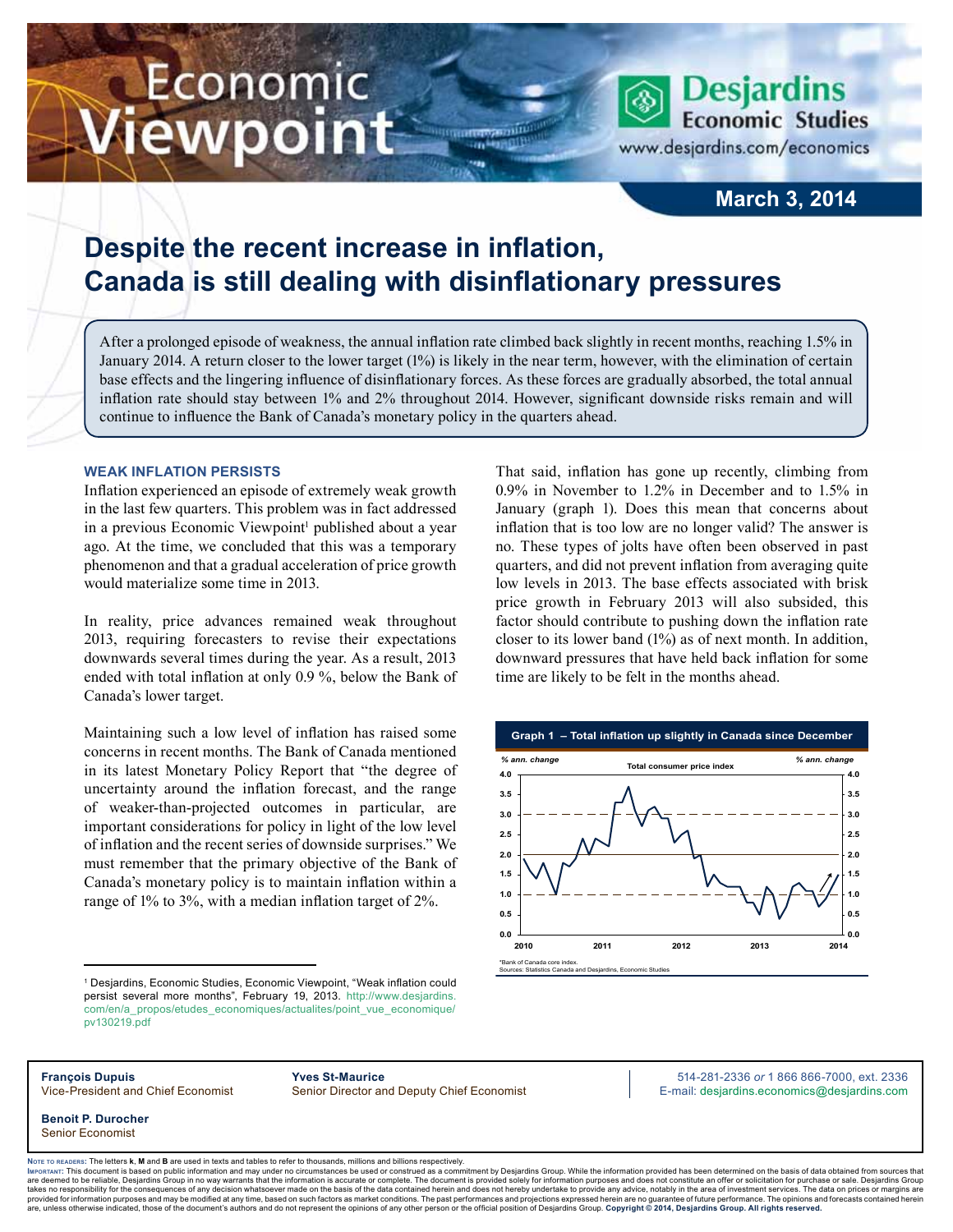# Economic Viewpoint

Desjardins Economic Studies
www.desjardins.com/economics

**March 3, 2014**

# Despite the recent increase in inflation, Canada is still dealing with disinflationary pressures

After a prolonged episode of weakness, the annual inflation rate climbed back slightly in recent months, reaching 1.5% in January 2014. A return closer to the lower target (1%) is likely in the near term, however, with the elimination of certain base effects and the lingering influence of disinflationary forces. As these forces are gradually absorbed, the total annual inflation rate should stay between 1% and 2% throughout 2014. However, significant downside risks remain and will continue to influence the Bank of Canada's monetary policy in the quarters ahead.

## WEAK INFLATION PERSISTS

Inflation experienced an episode of extremely weak growth in the last few quarters. This problem was in fact addressed in a previous Economic Viewpoint[1] published about a year ago. At the time, we concluded that this was a temporary phenomenon and that a gradual acceleration of price growth would materialize some time in 2013.

In reality, price advances remained weak throughout 2013, requiring forecasters to revise their expectations downwards several times during the year. As a result, 2013 ended with total inflation at only 0.9 %, below the Bank of Canada's lower target.

Maintaining such a low level of inflation has raised some concerns in recent months. The Bank of Canada mentioned in its latest Monetary Policy Report that "the degree of uncertainty around the inflation forecast, and the range of weaker-than-projected outcomes in particular, are important considerations for policy in light of the low level of inflation and the recent series of downside surprises." We must remember that the primary objective of the Bank of Canada's monetary policy is to maintain inflation within a range of 1% to 3%, with a median inflation target of 2%.

That said, inflation has gone up recently, climbing from 0.9% in November to 1.2% in December and to 1.5% in January (graph 1). Does this mean that concerns about inflation that is too low are no longer valid? The answer is no. These types of jolts have often been observed in past quarters, and did not prevent inflation from averaging quite low levels in 2013. The base effects associated with brisk price growth in February 2013 will also subsided, this factor should contribute to pushing down the inflation rate closer to its lower band (1%) as of next month. In addition, downward pressures that have held back inflation for some time are likely to be felt in the months ahead.

**Graph 1 – Total inflation up slightly in Canada since December**

*Bank of Canada core index.
Sources: Statistics Canada and Desjardins, Economic Studies

[1] Desjardins, Economic Studies, Economic Viewpoint, "Weak inflation could persist several more months", February 19, 2013. http://www.desjardins.com/en/a_propos/etudes_economiques/actualites/point_vue_economique/pv130219.pdf

**François Dupuis**
Vice-President and Chief Economist

**Yves St-Maurice**
Senior Director and Deputy Chief Economist

**Benoit P. Durocher**
Senior Economist

514-281-2336 *or* 1 866 866-7000, ext. 2336
E-mail: desjardins.economics@desjardins.com

NOTE TO READERS: The letters **k**, **M** and **B** are used in texts and tables to refer to thousands, millions and billions respectively.
IMPORTANT: This document is based on public information and may under no circumstances be used or construed as a commitment by Desjardins Group. While the information provided has been determined on the basis of data obtained from sources that are deemed to be reliable, Desjardins Group in no way warrants that the information is accurate or complete. The document is provided solely for information purposes and does not constitute an offer or solicitation for purchase or sale. Desjardins Group takes no responsibility for the consequences of any decision whatsoever made on the basis of the data contained herein and does not hereby undertake to provide any advice, notably in the area of investment services. The data on prices or margins are provided for information purposes and may be modified at any time, based on such factors as market conditions. The past performances and projections expressed herein are no guarantee of future performance. The opinions and forecasts contained herein are, unless otherwise indicated, those of the document's authors and do not represent the opinions of any other person or the official position of Desjardins Group. **Copyright © 2014, Desjardins Group. All rights reserved.**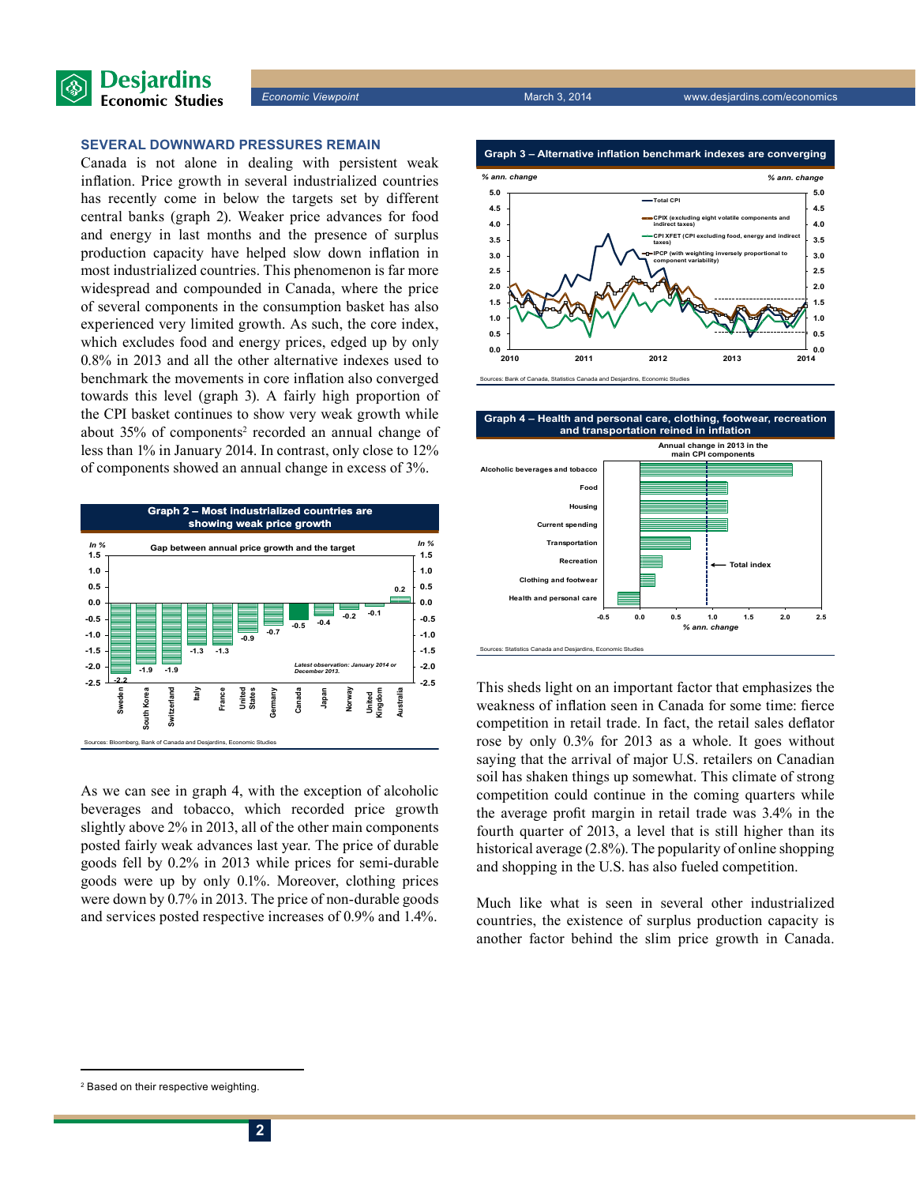## SEVERAL DOWNWARD PRESSURES REMAIN

Canada is not alone in dealing with persistent weak inflation. Price growth in several industrialized countries has recently come in below the targets set by different central banks (graph 2). Weaker price advances for food and energy in last months and the presence of surplus production capacity have helped slow down inflation in most industrialized countries. This phenomenon is far more widespread and compounded in Canada, where the price of several components in the consumption basket has also experienced very limited growth. As such, the core index, which excludes food and energy prices, edged up by only 0.8% in 2013 and all the other alternative indexes used to benchmark the movements in core inflation also converged towards this level (graph 3). A fairly high proportion of the CPI basket continues to show very weak growth while about 35% of components[2] recorded an annual change of less than 1% in January 2014. In contrast, only close to 12% of components showed an annual change in excess of 3%.

**Graph 2 – Most industrialized countries are showing weak price growth**

Gap between annual price growth and the target (In %)

| Country | Gap |
|---|---|
| Sweden | -2.2 |
| South Korea | -1.9 |
| Switzerland | -1.9 |
| Italy | -1.3 |
| France | -1.3 |
| United States | -0.9 |
| Germany | -0.7 |
| Canada | -0.5 |
| Japan | -0.4 |
| Norway | -0.2 |
| United Kingdom | -0.1 |
| Australia | 0.2 |

Latest observation: January 2014 or December 2013.

Sources: Bloomberg, Bank of Canada and Desjardins, Economic Studies

As we can see in graph 4, with the exception of alcoholic beverages and tobacco, which recorded price growth slightly above 2% in 2013, all of the other main components posted fairly weak advances last year. The price of durable goods fell by 0.2% in 2013 while prices for semi-durable goods were up by only 0.1%. Moreover, clothing prices were down by 0.7% in 2013. The price of non-durable goods and services posted respective increases of 0.9% and 1.4%.

**Graph 3 – Alternative inflation benchmark indexes are converging**

% ann. change

- Total CPI
- CPIX (excluding eight volatile components and indirect taxes)
- CPI XFET (CPI excluding food, energy and indirect taxes)
- IPCP (with weighting inversely proportional to component variability)

Sources: Bank of Canada, Statistics Canada and Desjardins, Economic Studies

**Graph 4 – Health and personal care, clothing, footwear, recreation and transportation reined in inflation**

Annual change in 2013 in the main CPI components (% ann. change)

- Alcoholic beverages and tobacco
- Food
- Housing
- Current spending
- Transportation
- Recreation
- Clothing and footwear
- Health and personal care
- Total index

Sources: Statistics Canada and Desjardins, Economic Studies

This sheds light on an important factor that emphasizes the weakness of inflation seen in Canada for some time: fierce competition in retail trade. In fact, the retail sales deflator rose by only 0.3% for 2013 as a whole. It goes without saying that the arrival of major U.S. retailers on Canadian soil has shaken things up somewhat. This climate of strong competition could continue in the coming quarters while the average profit margin in retail trade was 3.4% in the fourth quarter of 2013, a level that is still higher than its historical average (2.8%). The popularity of online shopping and shopping in the U.S. has also fueled competition.

Much like what is seen in several other industrialized countries, the existence of surplus production capacity is another factor behind the slim price growth in Canada.

---

[2] Based on their respective weighting.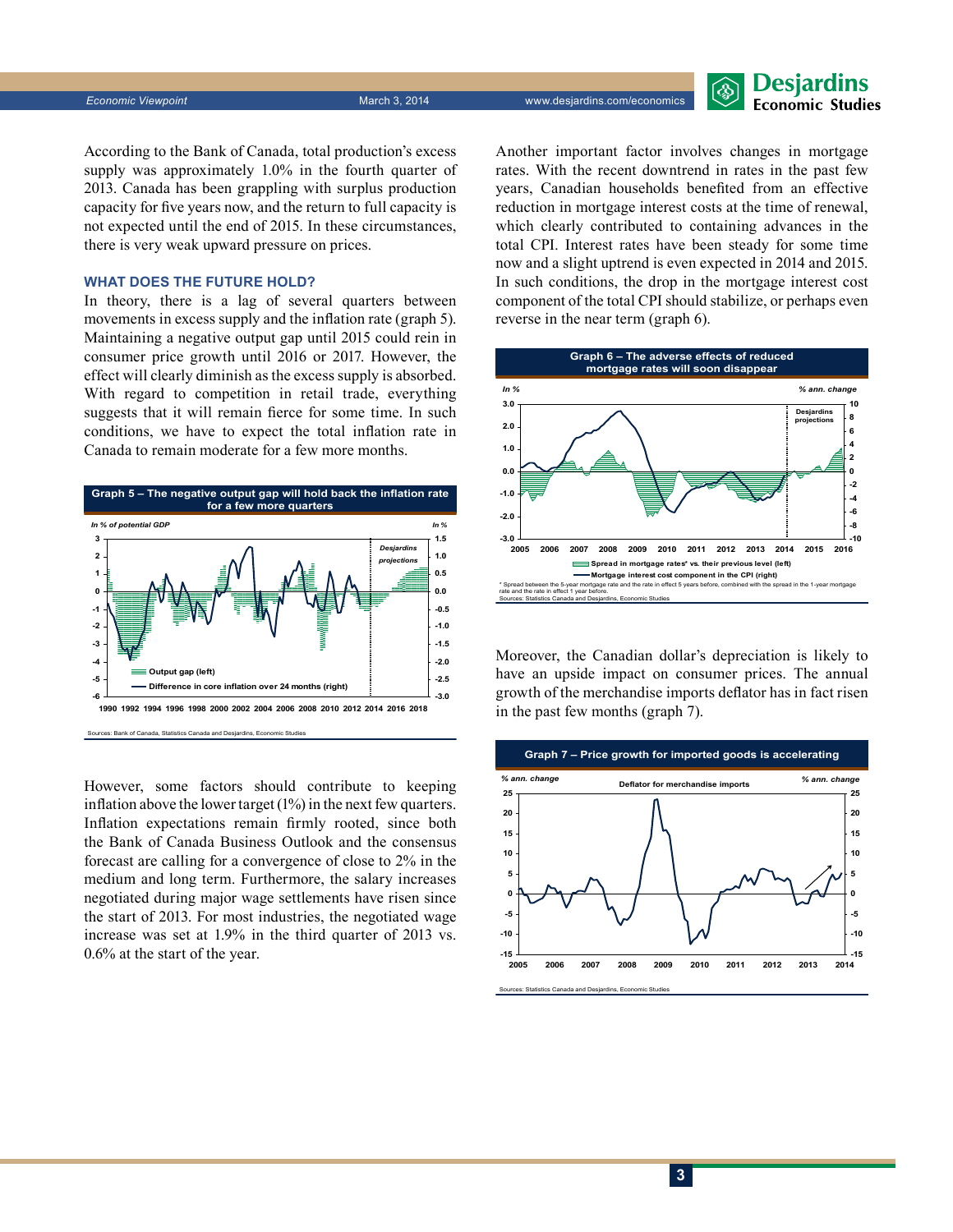According to the Bank of Canada, total production's excess supply was approximately 1.0% in the fourth quarter of 2013. Canada has been grappling with surplus production capacity for five years now, and the return to full capacity is not expected until the end of 2015. In these circumstances, there is very weak upward pressure on prices.

### WHAT DOES THE FUTURE HOLD?

In theory, there is a lag of several quarters between movements in excess supply and the inflation rate (graph 5). Maintaining a negative output gap until 2015 could rein in consumer price growth until 2016 or 2017. However, the effect will clearly diminish as the excess supply is absorbed. With regard to competition in retail trade, everything suggests that it will remain fierce for some time. In such conditions, we have to expect the total inflation rate in Canada to remain moderate for a few more months.

**Graph 5 – The negative output gap will hold back the inflation rate for a few more quarters**

Sources: Bank of Canada, Statistics Canada and Desjardins, Economic Studies

However, some factors should contribute to keeping inflation above the lower target (1%) in the next few quarters. Inflation expectations remain firmly rooted, since both the Bank of Canada Business Outlook and the consensus forecast are calling for a convergence of close to 2% in the medium and long term. Furthermore, the salary increases negotiated during major wage settlements have risen since the start of 2013. For most industries, the negotiated wage increase was set at 1.9% in the third quarter of 2013 vs. 0.6% at the start of the year.

Another important factor involves changes in mortgage rates. With the recent downtrend in rates in the past few years, Canadian households benefited from an effective reduction in mortgage interest costs at the time of renewal, which clearly contributed to containing advances in the total CPI. Interest rates have been steady for some time now and a slight uptrend is even expected in 2014 and 2015. In such conditions, the drop in the mortgage interest cost component of the total CPI should stabilize, or perhaps even reverse in the near term (graph 6).

**Graph 6 – The adverse effects of reduced mortgage rates will soon disappear**

\* Spread between the 5-year mortgage rate and the rate in effect 5 years before, combined with the spread in the 1-year mortgage rate and the rate in effect 1 year before.
Sources: Statistics Canada and Desjardins, Economic Studies

Moreover, the Canadian dollar's depreciation is likely to have an upside impact on consumer prices. The annual growth of the merchandise imports deflator has in fact risen in the past few months (graph 7).

**Graph 7 – Price growth for imported goods is accelerating**

Sources: Statistics Canada and Desjardins, Economic Studies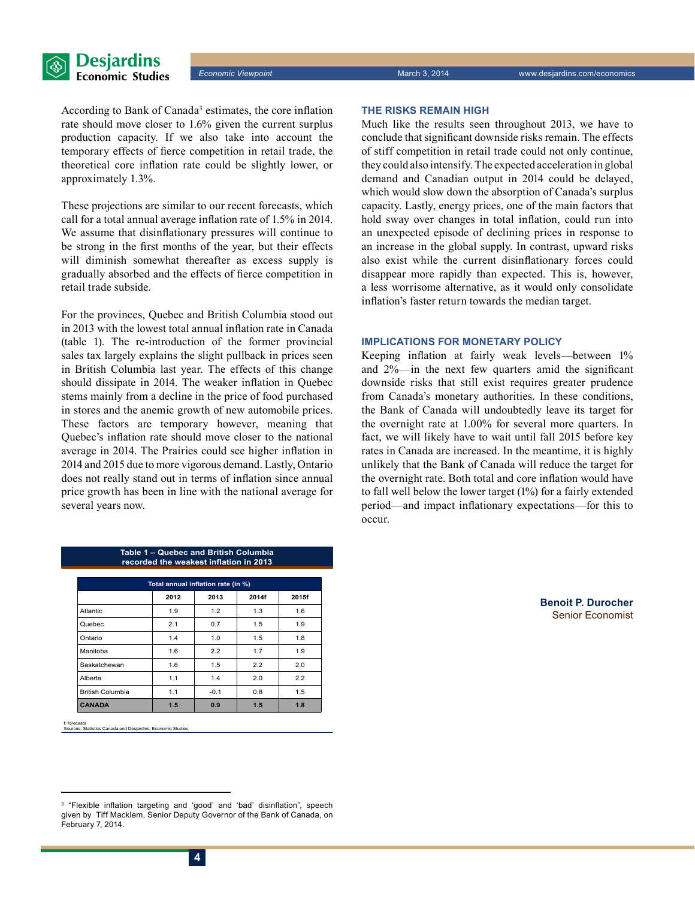According to Bank of Canada[3] estimates, the core inflation rate should move closer to 1.6% given the current surplus production capacity. If we also take into account the temporary effects of fierce competition in retail trade, the theoretical core inflation rate could be slightly lower, or approximately 1.3%.

These projections are similar to our recent forecasts, which call for a total annual average inflation rate of 1.5% in 2014. We assume that disinflationary pressures will continue to be strong in the first months of the year, but their effects will diminish somewhat thereafter as excess supply is gradually absorbed and the effects of fierce competition in retail trade subside.

For the provinces, Quebec and British Columbia stood out in 2013 with the lowest total annual inflation rate in Canada (table 1). The re-introduction of the former provincial sales tax largely explains the slight pullback in prices seen in British Columbia last year. The effects of this change should dissipate in 2014. The weaker inflation in Quebec stems mainly from a decline in the price of food purchased in stores and the anemic growth of new automobile prices. These factors are temporary however, meaning that Quebec's inflation rate should move closer to the national average in 2014. The Prairies could see higher inflation in 2014 and 2015 due to more vigorous demand. Lastly, Ontario does not really stand out in terms of inflation since annual price growth has been in line with the national average for several years now.

**Table 1 – Quebec and British Columbia recorded the weakest inflation in 2013**

| Total annual inflation rate (in %) | 2012 | 2013 | 2014f | 2015f |
|---|---|---|---|---|
| Atlantic | 1.9 | 1.2 | 1.3 | 1.6 |
| Quebec | 2.1 | 0.7 | 1.5 | 1.9 |
| Ontario | 1.4 | 1.0 | 1.5 | 1.8 |
| Manitoba | 1.6 | 2.2 | 1.7 | 1.9 |
| Saskatchewan | 1.6 | 1.5 | 2.2 | 2.0 |
| Alberta | 1.1 | 1.4 | 2.0 | 2.2 |
| British Columbia | 1.1 | -0.1 | 0.8 | 1.5 |
| **CANADA** | **1.5** | **0.9** | **1.5** | **1.8** |

f: forecasts
Sources: Statistics Canada and Desjardins, Economic Studies

## THE RISKS REMAIN HIGH

Much like the results seen throughout 2013, we have to conclude that significant downside risks remain. The effects of stiff competition in retail trade could not only continue, they could also intensify. The expected acceleration in global demand and Canadian output in 2014 could be delayed, which would slow down the absorption of Canada's surplus capacity. Lastly, energy prices, one of the main factors that hold sway over changes in total inflation, could run into an unexpected episode of declining prices in response to an increase in the global supply. In contrast, upward risks also exist while the current disinflationary forces could disappear more rapidly than expected. This is, however, a less worrisome alternative, as it would only consolidate inflation's faster return towards the median target.

## IMPLICATIONS FOR MONETARY POLICY

Keeping inflation at fairly weak levels—between 1% and 2%—in the next few quarters amid the significant downside risks that still exist requires greater prudence from Canada's monetary authorities. In these conditions, the Bank of Canada will undoubtedly leave its target for the overnight rate at 1.00% for several more quarters. In fact, we will likely have to wait until fall 2015 before key rates in Canada are increased. In the meantime, it is highly unlikely that the Bank of Canada will reduce the target for the overnight rate. Both total and core inflation would have to fall well below the lower target (1%) for a fairly extended period—and impact inflationary expectations—for this to occur.

**Benoit P. Durocher**
Senior Economist

[3] "Flexible inflation targeting and 'good' and 'bad' disinflation", speech given by Tiff Macklem, Senior Deputy Governor of the Bank of Canada, on February 7, 2014.